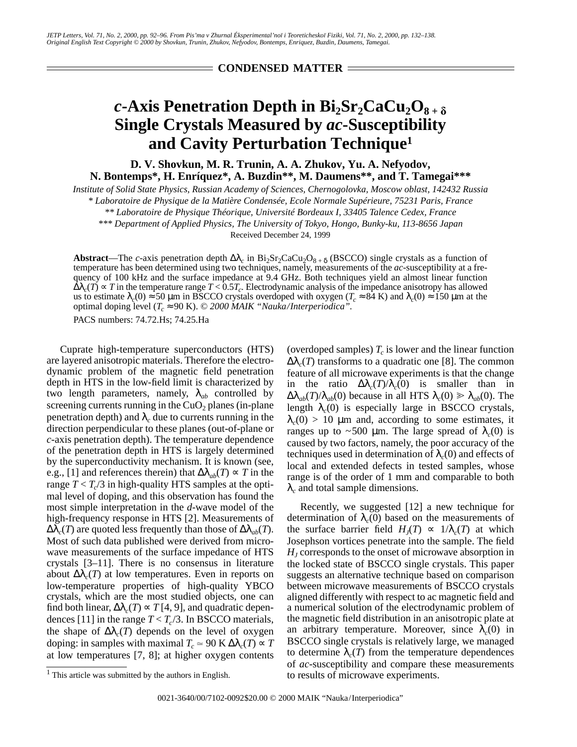CONDENSED MATTER

# $c$-Axis Penetration Depth in $Bi_2Sr_2CaCu_2O_{8+\delta}$ Single Crystals Measured by $ac$-Susceptibility and Cavity Perturbation Technique[1]

**D. V. Shovkun, M. R. Trunin, A. A. Zhukov, Yu. A. Nefyodov, N. Bontemps\*, H. Enríquez\*, A. Buzdin\*\*, M. Daumens\*\*, and T. Tamegai\*\*\***

*Institute of Solid State Physics, Russian Academy of Sciences, Chernogolovka, Moscow oblast, 142432 Russia*

*\* Laboratoire de Physique de la Matière Condensée, Ecole Normale Supérieure, 75231 Paris, France*

*\*\* Laboratoire de Physique Théorique, Université Bordeaux I, 33405 Talence Cedex, France*

*\*\*\* Department of Applied Physics, The University of Tokyo, Hongo, Bunky-ku, 113-8656 Japan*

Received December 24, 1999

**Abstract**—The $c$-axis penetration depth $\Delta\lambda_c$ in $Bi_2Sr_2CaCu_2O_{8+\delta}$ (BSCCO) single crystals as a function of temperature has been determined using two techniques, namely, measurements of the $ac$-susceptibility at a frequency of 100 kHz and the surface impedance at 9.4 GHz. Both techniques yield an almost linear function $\Delta\lambda_c(T) \propto T$ in the temperature range $T < 0.5T_c$. Electrodynamic analysis of the impedance anisotropy has allowed us to estimate $\lambda_c(0) \approx 50$ μm in BSCCO crystals overdoped with oxygen ($T_c \approx 84$ K) and $\lambda_c(0) \approx 150$ μm at the optimal doping level ($T_c \approx 90$ K). *© 2000 MAIK "Nauka/Interperiodica".*

PACS numbers: 74.72.Hs; 74.25.Ha

Cuprate high-temperature superconductors (HTS) are layered anisotropic materials. Therefore the electrodynamic problem of the magnetic field penetration depth in HTS in the low-field limit is characterized by two length parameters, namely, $\lambda_{ab}$ controlled by screening currents running in the $CuO_2$ planes (in-plane penetration depth) and $\lambda_c$ due to currents running in the direction perpendicular to these planes (out-of-plane or $c$-axis penetration depth). The temperature dependence of the penetration depth in HTS is largely determined by the superconductivity mechanism. It is known (see, e.g., [1] and references therein) that $\Delta\lambda_{ab}(T) \propto T$ in the range $T < T_c/3$ in high-quality HTS samples at the optimal level of doping, and this observation has found the most simple interpretation in the $d$-wave model of the high-frequency response in HTS [2]. Measurements of $\Delta\lambda_c(T)$ are quoted less frequently than those of $\Delta\lambda_{ab}(T)$. Most of such data published were derived from microwave measurements of the surface impedance of HTS crystals [3–11]. There is no consensus in literature about $\Delta\lambda_c(T)$ at low temperatures. Even in reports on low-temperature properties of high-quality YBCO crystals, which are the most studied objects, one can find both linear, $\Delta\lambda_c(T) \propto T$ [4, 9], and quadratic dependences [11] in the range $T < T_c/3$. In BSCCO materials, the shape of $\Delta\lambda_c(T)$ depends on the level of oxygen doping: in samples with maximal $T_c \simeq 90$ K $\Delta\lambda_c(T) \propto T$ at low temperatures [7, 8]; at higher oxygen contents (overdoped samples) $T_c$ is lower and the linear function $\Delta\lambda_c(T)$ transforms to a quadratic one [8]. The common feature of all microwave experiments is that the change in the ratio $\Delta\lambda_c(T)/\lambda_c(0)$ is smaller than in $\Delta\lambda_{ab}(T)/\lambda_{ab}(0)$ because in all HTS $\lambda_c(0) \gg \lambda_{ab}(0)$. The length $\lambda_c(0)$ is especially large in BSCCO crystals, $\lambda_c(0) > 10$ μm and, according to some estimates, it ranges up to ~500 μm. The large spread of $\lambda_c(0)$ is caused by two factors, namely, the poor accuracy of the techniques used in determination of $\lambda_c(0)$ and effects of local and extended defects in tested samples, whose range is of the order of 1 mm and comparable to both $\lambda_c$ and total sample dimensions.

Recently, we suggested [12] a new technique for determination of $\lambda_c(0)$ based on the measurements of the surface barrier field $H_J(T) \propto 1/\lambda_c(T)$ at which Josephson vortices penetrate into the sample. The field $H_J$ corresponds to the onset of microwave absorption in the locked state of BSCCO single crystals. This paper suggests an alternative technique based on comparison between microwave measurements of BSCCO crystals aligned differently with respect to ac magnetic field and a numerical solution of the electrodynamic problem of the magnetic field distribution in an anisotropic plate at an arbitrary temperature. Moreover, since $\lambda_c(0)$ in BSCCO single crystals is relatively large, we managed to determine $\lambda_c(T)$ from the temperature dependences of $ac$-susceptibility and compare these measurements to results of microwave experiments.

[1] This article was submitted by the authors in English.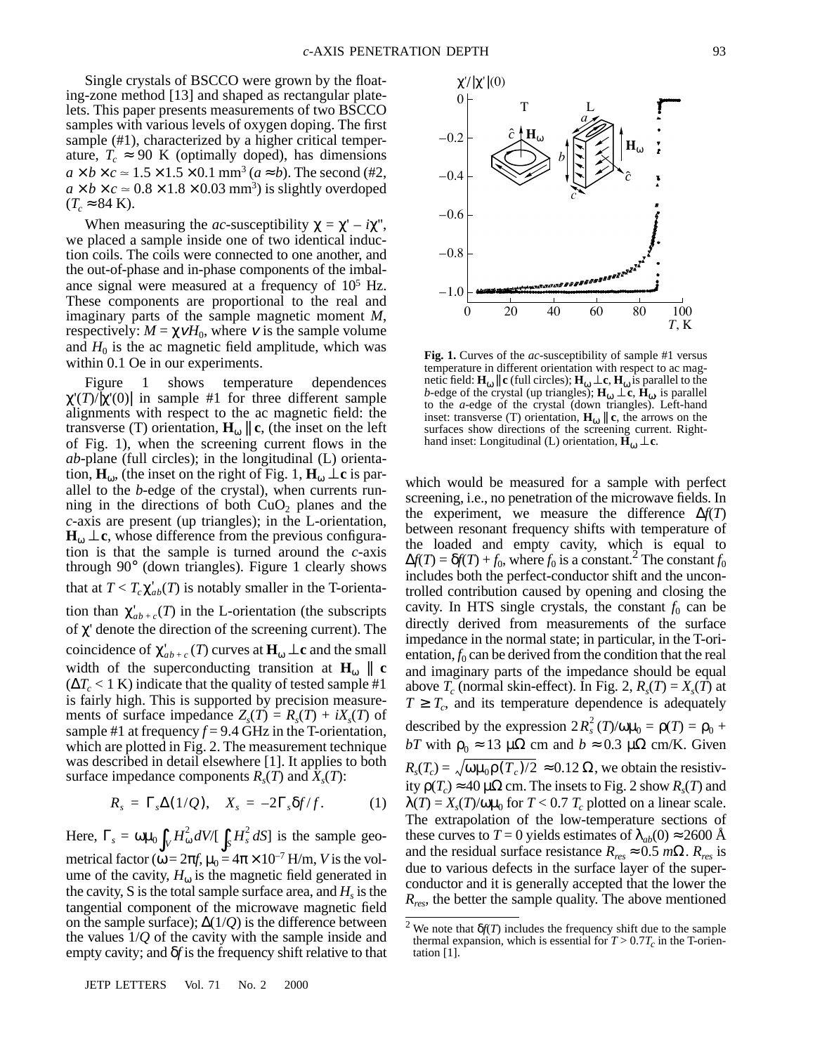Single crystals of BSCCO were grown by the floating-zone method [13] and shaped as rectangular platelets. This paper presents measurements of two BSCCO samples with various levels of oxygen doping. The first sample (#1), characterized by a higher critical temperature, $T_c \approx 90$ K (optimally doped), has dimensions $a \times b \times c \simeq 1.5 \times 1.5 \times 0.1$ mm$^3$ ($a \approx b$). The second (#2, $a \times b \times c \simeq 0.8 \times 1.8 \times 0.03$ mm$^3$) is slightly overdoped ($T_c \approx 84$ K).

When measuring the *ac*-susceptibility $\chi = \chi' - i\chi''$, we placed a sample inside one of two identical induction coils. The coils were connected to one another, and the out-of-phase and in-phase components of the imbalance signal were measured at a frequency of $10^5$ Hz. These components are proportional to the real and imaginary parts of the sample magnetic moment $M$, respectively: $M = \chi v H_0$, where $v$ is the sample volume and $H_0$ is the ac magnetic field amplitude, which was within 0.1 Oe in our experiments.

Figure 1 shows temperature dependences $\chi'(T)/|\chi'(0)|$ in sample #1 for three different sample alignments with respect to the ac magnetic field: the transverse (T) orientation, $\mathbf{H}_\omega \parallel \mathbf{c}$, (the inset on the left of Fig. 1), when the screening current flows in the *ab*-plane (full circles); in the longitudinal (L) orientation, $\mathbf{H}_\omega$, (the inset on the right of Fig. 1, $\mathbf{H}_\omega \perp \mathbf{c}$ is parallel to the *b*-edge of the crystal), when currents running in the directions of both $CuO_2$ planes and the *c*-axis are present (up triangles); in the L-orientation, $\mathbf{H}_\omega \perp \mathbf{c}$, whose difference from the previous configuration is that the sample is turned around the *c*-axis through 90° (down triangles). Figure 1 clearly shows that at $T < T_c$ $\chi'_{ab}(T)$ is notably smaller in the T-orientation than $\chi'_{ab+c}(T)$ in the L-orientation (the subscripts of $\chi'$ denote the direction of the screening current). The coincidence of $\chi'_{ab+c}(T)$ curves at $\mathbf{H}_\omega \perp \mathbf{c}$ and the small width of the superconducting transition at $\mathbf{H}_\omega \parallel \mathbf{c}$ ($\Delta T_c < 1$ K) indicate that the quality of tested sample #1 is fairly high. This is supported by precision measurements of surface impedance $Z_s(T) = R_s(T) + iX_s(T)$ of sample #1 at frequency $f = 9.4$ GHz in the T-orientation, which are plotted in Fig. 2. The measurement technique was described in detail elsewhere [1]. It applies to both surface impedance components $R_s(T)$ and $X_s(T)$:

$$R_s = \Gamma_s \Delta(1/Q), \quad X_s = -2\Gamma_s \delta f / f. \qquad (1)$$

Here, $\Gamma_s = \omega\mu_0 \int_V H_\omega^2 dV / [\int_S H_s^2 dS]$ is the sample geometrical factor ($\omega = 2\pi f$, $\mu_0 = 4\pi \times 10^{-7}$ H/m, $V$ is the volume of the cavity, $H_\omega$ is the magnetic field generated in the cavity, S is the total sample surface area, and $H_s$ is the tangential component of the microwave magnetic field on the sample surface); $\Delta(1/Q)$ is the difference between the values $1/Q$ of the cavity with the sample inside and empty cavity; and $\delta f$ is the frequency shift relative to that which would be measured for a sample with perfect screening, i.e., no penetration of the microwave fields. In the experiment, we measure the difference $\Delta f(T)$ between resonant frequency shifts with temperature of the loaded and empty cavity, which is equal to $\Delta f(T) = \delta f(T) + f_0$, where $f_0$ is a constant.[2] The constant $f_0$ includes both the perfect-conductor shift and the uncontrolled contribution caused by opening and closing the cavity. In HTS single crystals, the constant $f_0$ can be directly derived from measurements of the surface impedance in the normal state; in particular, in the T-orientation, $f_0$ can be derived from the condition that the real and imaginary parts of the impedance should be equal above $T_c$ (normal skin-effect). In Fig. 2, $R_s(T) = X_s(T)$ at $T \geq T_c$, and its temperature dependence is adequately described by the expression $2R_s^2(T)/\omega\mu_0 = \rho(T) = \rho_0 + bT$ with $\rho_0 \approx 13$ μΩ cm and $b \approx 0.3$ μΩ cm/K. Given $R_s(T_c) = \sqrt{\omega\mu_0\rho(T_c)/2} \approx 0.12$ Ω, we obtain the resistivity $\rho(T_c) \approx 40$ μΩ cm. The insets to Fig. 2 show $R_s(T)$ and $\lambda(T) = X_s(T)/\omega\mu_0$ for $T < 0.7\,T_c$ plotted on a linear scale. The extrapolation of the low-temperature sections of these curves to $T = 0$ yields estimates of $\lambda_{ab}(0) \approx 2600$ Å and the residual surface resistance $R_{res} \approx 0.5$ mΩ. $R_{res}$ is due to various defects in the surface layer of the superconductor and it is generally accepted that the lower the $R_{res}$, the better the sample quality. The above mentioned

**Fig. 1.** Curves of the *ac*-susceptibility of sample #1 versus temperature in different orientation with respect to ac magnetic field: $\mathbf{H}_\omega \parallel \mathbf{c}$ (full circles); $\mathbf{H}_\omega \perp \mathbf{c}$, $\mathbf{H}_\omega$ is parallel to the *b*-edge of the crystal (up triangles); $\mathbf{H}_\omega \perp \mathbf{c}$, $\mathbf{H}_\omega$ is parallel to the *a*-edge of the crystal (down triangles). Left-hand inset: transverse (T) orientation, $\mathbf{H}_\omega \parallel \mathbf{c}$, the arrows on the surfaces show directions of the screening current. Right-hand inset: Longitudinal (L) orientation, $\mathbf{H}_\omega \perp \mathbf{c}$.

[2] We note that $\delta f(T)$ includes the frequency shift due to the sample thermal expansion, which is essential for $T > 0.7T_c$ in the T-orientation [1].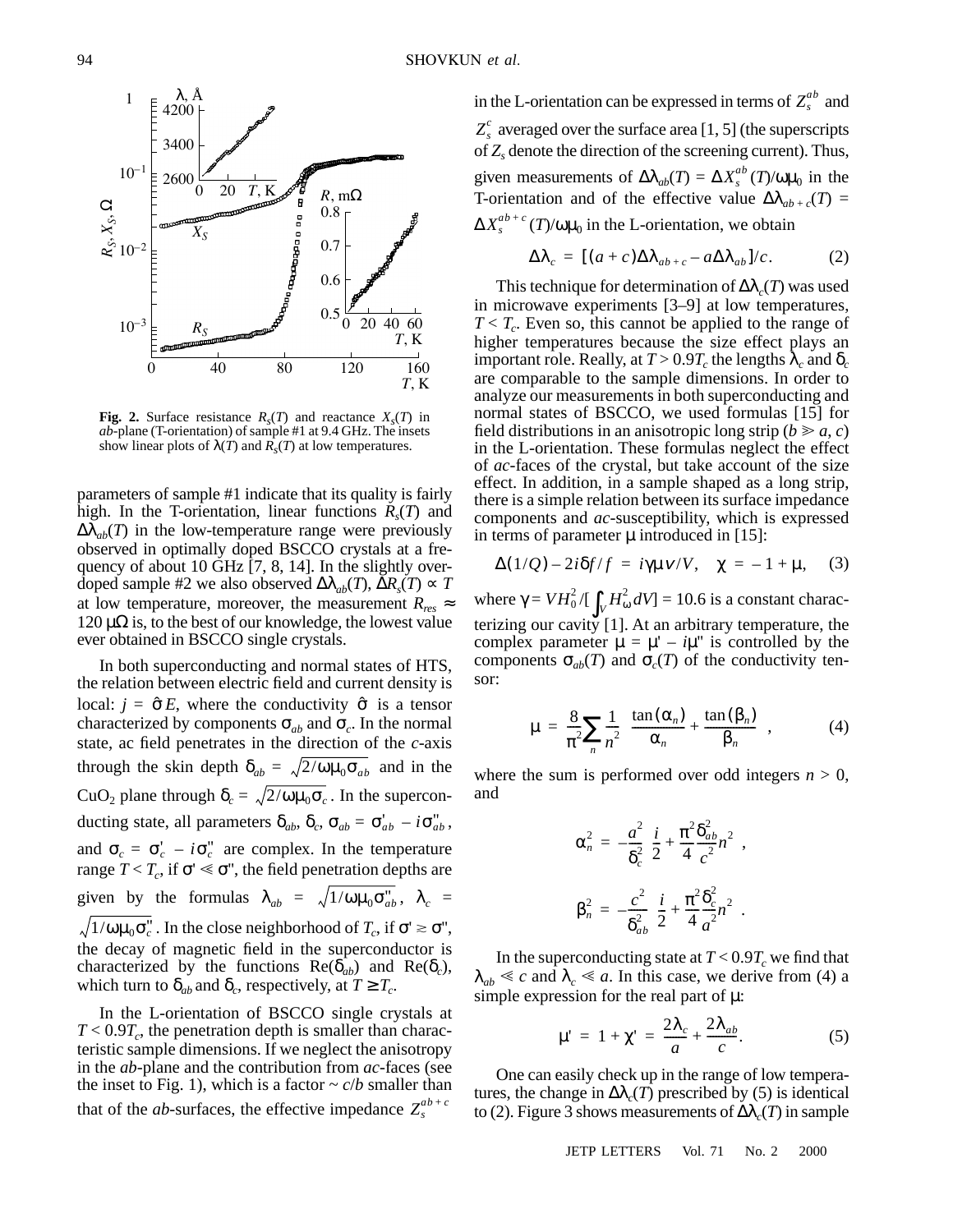**Fig. 2.** Surface resistance $R_s(T)$ and reactance $X_s(T)$ in *ab*-plane (T-orientation) of sample #1 at 9.4 GHz. The insets show linear plots of $\lambda(T)$ and $R_s(T)$ at low temperatures.

parameters of sample #1 indicate that its quality is fairly high. In the T-orientation, linear functions $R_s(T)$ and $\Delta\lambda_{ab}(T)$ in the low-temperature range were previously observed in optimally doped BSCCO crystals at a frequency of about 10 GHz [7, 8, 14]. In the slightly overdoped sample #2 we also observed $\Delta\lambda_{ab}(T)$, $\Delta R_s(T) \propto T$ at low temperature, moreover, the measurement $R_{res} \approx$ 120 μΩ is, to the best of our knowledge, the lowest value ever obtained in BSCCO single crystals.

In both superconducting and normal states of HTS, the relation between electric field and current density is local: $j = \hat{\sigma} E$, where the conductivity $\hat{\sigma}$ is a tensor characterized by components $\sigma_{ab}$ and $\sigma_c$. In the normal state, ac field penetrates in the direction of the *c*-axis through the skin depth $\delta_{ab} = \sqrt{2/\omega\mu_0\sigma_{ab}}$ and in the $CuO_2$ plane through $\delta_c = \sqrt{2/\omega\mu_0\sigma_c}$. In the superconducting state, all parameters $\delta_{ab}$, $\delta_c$, $\sigma_{ab} = \sigma'_{ab} - i\sigma''_{ab}$, and $\sigma_c = \sigma'_c - i\sigma''_c$ are complex. In the temperature range $T < T_c$, if $\sigma' \ll \sigma''$, the field penetration depths are given by the formulas $\lambda_{ab} = \sqrt{1/\omega\mu_0\sigma''_{ab}}$, $\lambda_c = \sqrt{1/\omega\mu_0\sigma''_c}$. In the close neighborhood of $T_c$, if $\sigma' \gtrsim \sigma''$, the decay of magnetic field in the superconductor is characterized by the functions $\mathrm{Re}(\delta_{ab})$ and $\mathrm{Re}(\delta_c)$, which turn to $\delta_{ab}$ and $\delta_c$, respectively, at $T \geq T_c$.

In the L-orientation of BSCCO single crystals at $T < 0.9T_c$, the penetration depth is smaller than characteristic sample dimensions. If we neglect the anisotropy in the *ab*-plane and the contribution from *ac*-faces (see the inset to Fig. 1), which is a factor $\sim c/b$ smaller than that of the *ab*-surfaces, the effective impedance $Z_s^{ab+c}$ in the L-orientation can be expressed in terms of $Z_s^{ab}$ and $Z_s^c$ averaged over the surface area [1, 5] (the superscripts of $Z_s$ denote the direction of the screening current). Thus, given measurements of $\Delta\lambda_{ab}(T) = \Delta X_s^{ab}(T)/\omega\mu_0$ in the T-orientation and of the effective value $\Delta\lambda_{ab+c}(T) = \Delta X_s^{ab+c}(T)/\omega\mu_0$ in the L-orientation, we obtain

$$\Delta\lambda_c = [(a+c)\Delta\lambda_{ab+c} - a\Delta\lambda_{ab}]/c. \qquad (2)$$

This technique for determination of $\Delta\lambda_c(T)$ was used in microwave experiments [3–9] at low temperatures, $T < T_c$. Even so, this cannot be applied to the range of higher temperatures because the size effect plays an important role. Really, at $T > 0.9T_c$ the lengths $\lambda_c$ and $\delta_c$ are comparable to the sample dimensions. In order to analyze our measurements in both superconducting and normal states of BSCCO, we used formulas [15] for field distributions in an anisotropic long strip ($b \gg a, c$) in the L-orientation. These formulas neglect the effect of *ac*-faces of the crystal, but take account of the size effect. In addition, in a sample shaped as a long strip, there is a simple relation between its surface impedance components and *ac*-susceptibility, which is expressed in terms of parameter $\mu$ introduced in [15]:

$$\Delta(1/Q) - 2i\delta f/f = i\gamma\mu v/V, \quad \chi = -1 + \mu, \qquad (3)$$

where $\gamma = VH_0^2/[\int_V H_\omega^2 dV] = 10.6$ is a constant characterizing our cavity [1]. At an arbitrary temperature, the complex parameter $\mu = \mu' - i\mu''$ is controlled by the components $\sigma_{ab}(T)$ and $\sigma_c(T)$ of the conductivity tensor:

$$\mu = \frac{8}{\pi^2}\sum_n \frac{1}{n^2}\left[\frac{\tan(\alpha_n)}{\alpha_n} + \frac{\tan(\beta_n)}{\beta_n}\right], \qquad (4)$$

where the sum is performed over odd integers $n > 0$, and

$$\alpha_n^2 = -\frac{a^2}{\delta_c^2}\left(\frac{i}{2} + \frac{\pi^2}{4}\frac{\delta_{ab}^2}{c^2}n^2\right),$$

$$\beta_n^2 = -\frac{c^2}{\delta_{ab}^2}\left(\frac{i}{2} + \frac{\pi^2}{4}\frac{\delta_c^2}{a^2}n^2\right).$$

In the superconducting state at $T < 0.9T_c$ we find that $\lambda_{ab} \ll c$ and $\lambda_c \ll a$. In this case, we derive from (4) a simple expression for the real part of $\mu$:

$$\mu' = 1 + \chi' = \frac{2\lambda_c}{a} + \frac{2\lambda_{ab}}{c}. \qquad (5)$$

One can easily check up in the range of low temperatures, the change in $\Delta\lambda_c(T)$ prescribed by (5) is identical to (2). Figure 3 shows measurements of $\Delta\lambda_c(T)$ in sample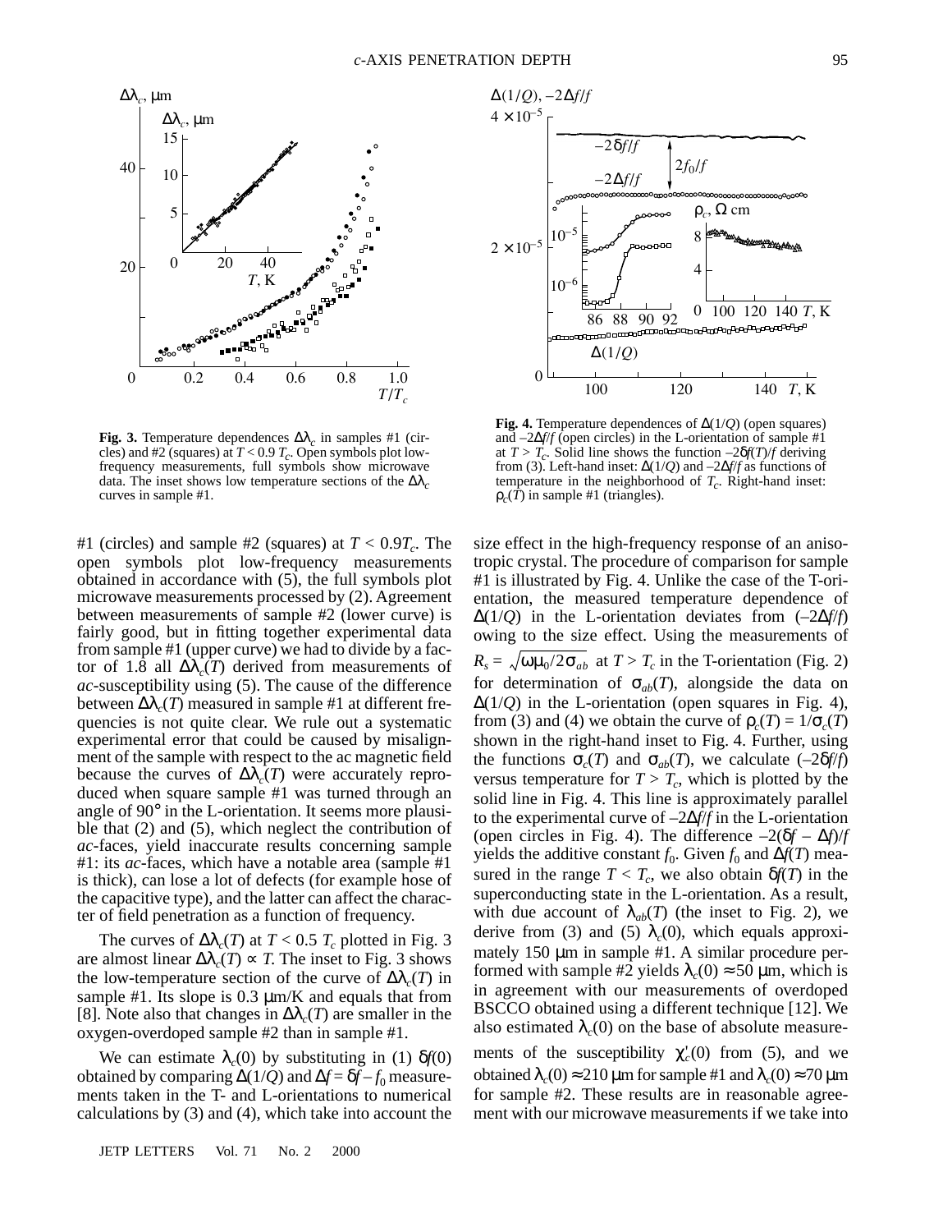**Fig. 3.** Temperature dependences $\Delta\lambda_c$ in samples #1 (circles) and #2 (squares) at $T < 0.9\,T_c$. Open symbols plot low-frequency measurements, full symbols show microwave data. The inset shows low temperature sections of the $\Delta\lambda_c$ curves in sample #1.

**Fig. 4.** Temperature dependences of $\Delta(1/Q)$ (open squares) and $-2\Delta f/f$ (open circles) in the L-orientation of sample #1 at $T > T_c$. Solid line shows the function $-2\delta f(T)/f$ deriving from (3). Left-hand inset: $\Delta(1/Q)$ and $-2\Delta f/f$ as functions of temperature in the neighborhood of $T_c$. Right-hand inset: $\rho_c(T)$ in sample #1 (triangles).

#1 (circles) and sample #2 (squares) at $T < 0.9T_c$. The open symbols plot low-frequency measurements obtained in accordance with (5), the full symbols plot microwave measurements processed by (2). Agreement between measurements of sample #2 (lower curve) is fairly good, but in fitting together experimental data from sample #1 (upper curve) we had to divide by a factor of 1.8 all $\Delta\lambda_c(T)$ derived from measurements of *ac*-susceptibility using (5). The cause of the difference between $\Delta\lambda_c(T)$ measured in sample #1 at different frequencies is not quite clear. We rule out a systematic experimental error that could be caused by misalignment of the sample with respect to the ac magnetic field because the curves of $\Delta\lambda_c(T)$ were accurately reproduced when square sample #1 was turned through an angle of 90° in the L-orientation. It seems more plausible that (2) and (5), which neglect the contribution of *ac*-faces, yield inaccurate results concerning sample #1: its *ac*-faces, which have a notable area (sample #1 is thick), can lose a lot of defects (for example hose of the capacitive type), and the latter can affect the character of field penetration as a function of frequency.

The curves of $\Delta\lambda_c(T)$ at $T < 0.5\,T_c$ plotted in Fig. 3 are almost linear $\Delta\lambda_c(T) \propto T$. The inset to Fig. 3 shows the low-temperature section of the curve of $\Delta\lambda_c(T)$ in sample #1. Its slope is 0.3 μm/K and equals that from [8]. Note also that changes in $\Delta\lambda_c(T)$ are smaller in the oxygen-overdoped sample #2 than in sample #1.

We can estimate $\lambda_c(0)$ by substituting in (1) $\delta f(0)$ obtained by comparing $\Delta(1/Q)$ and $\Delta f = \delta f - f_0$ measurements taken in the T- and L-orientations to numerical calculations by (3) and (4), which take into account the size effect in the high-frequency response of an anisotropic crystal. The procedure of comparison for sample #1 is illustrated by Fig. 4. Unlike the case of the T-orientation, the measured temperature dependence of $\Delta(1/Q)$ in the L-orientation deviates from $(-2\Delta f/f)$ owing to the size effect. Using the measurements of $R_s = \sqrt{\omega\mu_0/2\sigma_{ab}}$ at $T > T_c$ in the T-orientation (Fig. 2) for determination of $\sigma_{ab}(T)$, alongside the data on $\Delta(1/Q)$ in the L-orientation (open squares in Fig. 4), from (3) and (4) we obtain the curve of $\rho_c(T) = 1/\sigma_c(T)$ shown in the right-hand inset to Fig. 4. Further, using the functions $\sigma_c(T)$ and $\sigma_{ab}(T)$, we calculate $(-2\delta f/f)$ versus temperature for $T > T_c$, which is plotted by the solid line in Fig. 4. This line is approximately parallel to the experimental curve of $-2\Delta f/f$ in the L-orientation (open circles in Fig. 4). The difference $-2(\delta f - \Delta f)/f$ yields the additive constant $f_0$. Given $f_0$ and $\Delta f(T)$ measured in the range $T < T_c$, we also obtain $\delta f(T)$ in the superconducting state in the L-orientation. As a result, with due account of $\lambda_{ab}(T)$ (the inset to Fig. 2), we derive from (3) and (5) $\lambda_c(0)$, which equals approximately 150 μm in sample #1. A similar procedure performed with sample #2 yields $\lambda_c(0) \approx 50$ μm, which is in agreement with our measurements of overdoped BSCCO obtained using a different technique [12]. We also estimated $\lambda_c(0)$ on the base of absolute measurements of the susceptibility $\chi'_c(0)$ from (5), and we obtained $\lambda_c(0) \approx 210$ μm for sample #1 and $\lambda_c(0) \approx 70$ μm for sample #2. These results are in reasonable agreement with our microwave measurements if we take into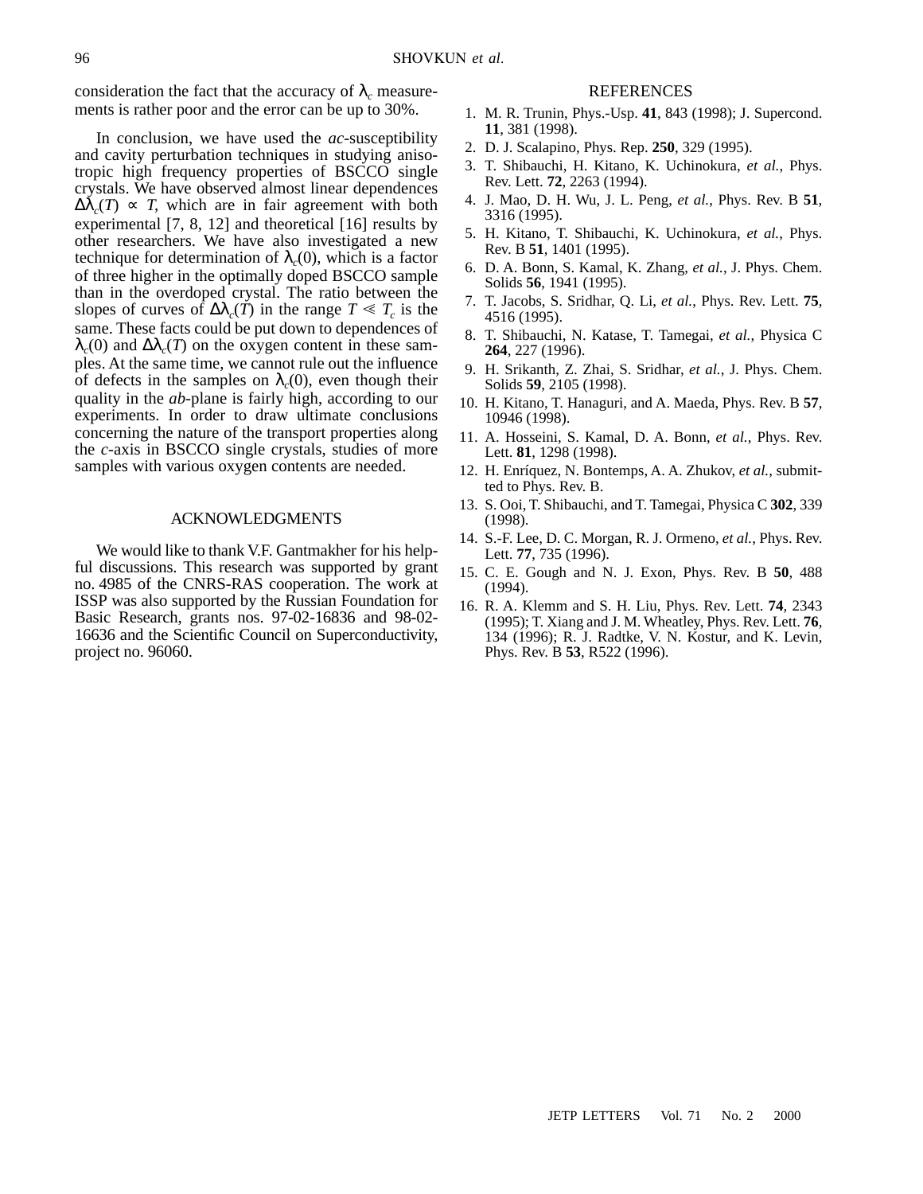consideration the fact that the accuracy of $\lambda_c$ measurements is rather poor and the error can be up to 30%.

In conclusion, we have used the *ac*-susceptibility and cavity perturbation techniques in studying anisotropic high frequency properties of BSCCO single crystals. We have observed almost linear dependences $\Delta\lambda_c(T) \propto T$, which are in fair agreement with both experimental [7, 8, 12] and theoretical [16] results by other researchers. We have also investigated a new technique for determination of $\lambda_c(0)$, which is a factor of three higher in the optimally doped BSCCO sample than in the overdoped crystal. The ratio between the slopes of curves of $\Delta\lambda_c(T)$ in the range $T \ll T_c$ is the same. These facts could be put down to dependences of $\lambda_c(0)$ and $\Delta\lambda_c(T)$ on the oxygen content in these samples. At the same time, we cannot rule out the influence of defects in the samples on $\lambda_c(0)$, even though their quality in the *ab*-plane is fairly high, according to our experiments. In order to draw ultimate conclusions concerning the nature of the transport properties along the *c*-axis in BSCCO single crystals, studies of more samples with various oxygen contents are needed.

## ACKNOWLEDGMENTS

We would like to thank V.F. Gantmakher for his helpful discussions. This research was supported by grant no. 4985 of the CNRS-RAS cooperation. The work at ISSP was also supported by the Russian Foundation for Basic Research, grants nos. 97-02-16836 and 98-02-16636 and the Scientific Council on Superconductivity, project no. 96060.

## REFERENCES

1. M. R. Trunin, Phys.-Usp. **41**, 843 (1998); J. Supercond. **11**, 381 (1998).
2. D. J. Scalapino, Phys. Rep. **250**, 329 (1995).
3. T. Shibauchi, H. Kitano, K. Uchinokura, *et al.*, Phys. Rev. Lett. **72**, 2263 (1994).
4. J. Mao, D. H. Wu, J. L. Peng, *et al.*, Phys. Rev. B **51**, 3316 (1995).
5. H. Kitano, T. Shibauchi, K. Uchinokura, *et al.*, Phys. Rev. B **51**, 1401 (1995).
6. D. A. Bonn, S. Kamal, K. Zhang, *et al.*, J. Phys. Chem. Solids **56**, 1941 (1995).
7. T. Jacobs, S. Sridhar, Q. Li, *et al.*, Phys. Rev. Lett. **75**, 4516 (1995).
8. T. Shibauchi, N. Katase, T. Tamegai, *et al.*, Physica C **264**, 227 (1996).
9. H. Srikanth, Z. Zhai, S. Sridhar, *et al.*, J. Phys. Chem. Solids **59**, 2105 (1998).
10. H. Kitano, T. Hanaguri, and A. Maeda, Phys. Rev. B **57**, 10946 (1998).
11. A. Hosseini, S. Kamal, D. A. Bonn, *et al.*, Phys. Rev. Lett. **81**, 1298 (1998).
12. H. Enríquez, N. Bontemps, A. A. Zhukov, *et al.*, submitted to Phys. Rev. B.
13. S. Ooi, T. Shibauchi, and T. Tamegai, Physica C **302**, 339 (1998).
14. S.-F. Lee, D. C. Morgan, R. J. Ormeno, *et al.*, Phys. Rev. Lett. **77**, 735 (1996).
15. C. E. Gough and N. J. Exon, Phys. Rev. B **50**, 488 (1994).
16. R. A. Klemm and S. H. Liu, Phys. Rev. Lett. **74**, 2343 (1995); T. Xiang and J. M. Wheatley, Phys. Rev. Lett. **76**, 134 (1996); R. J. Radtke, V. N. Kostur, and K. Levin, Phys. Rev. B **53**, R522 (1996).